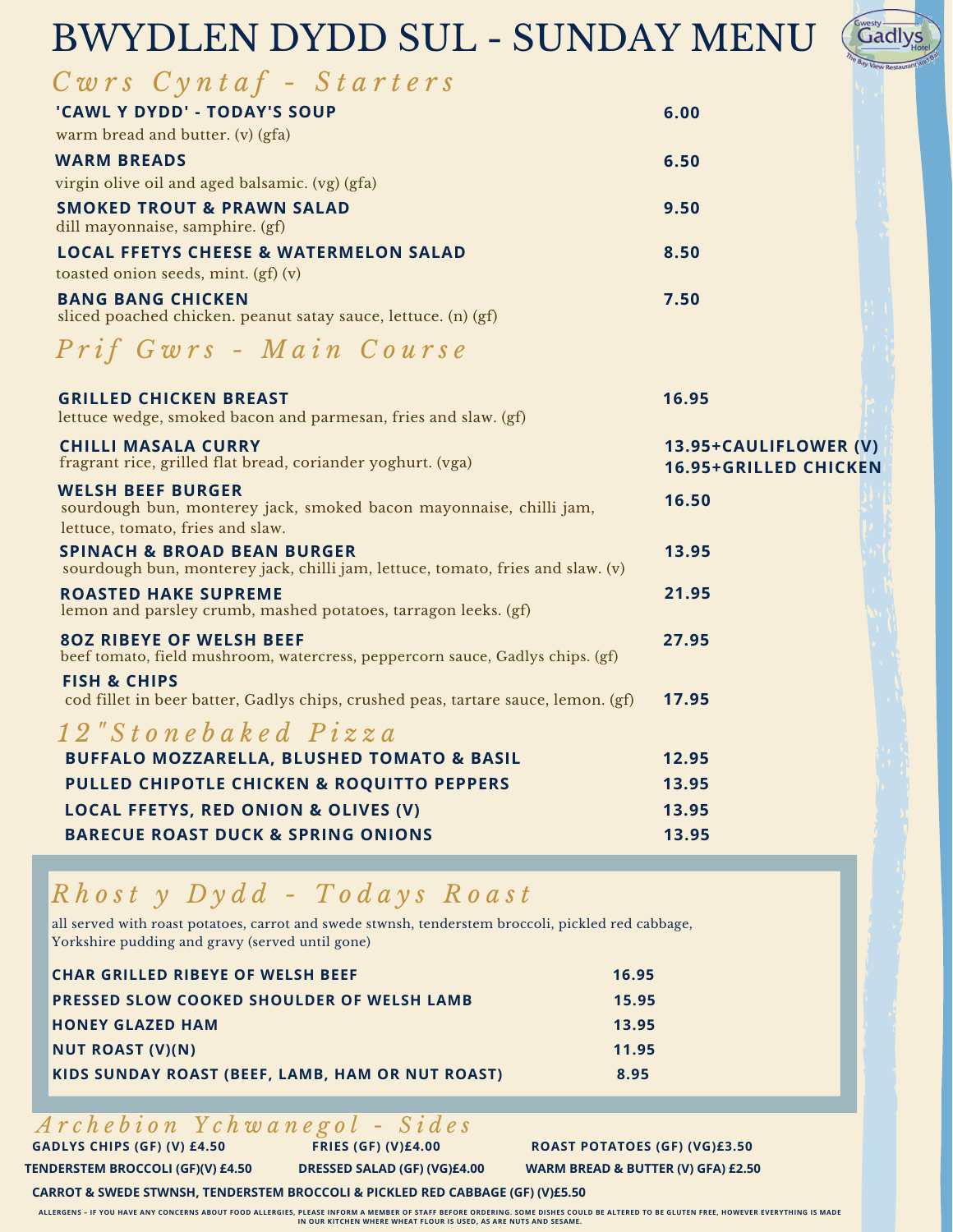# BWYDLEN DYDD SUL - SUNDAY MENU

## *Cwrs Cyntaf - Starters*

**'CAWL Y DYDD' - TODAY'S SOUP** — **6.00**
warm bread and butter. (v) (gfa)

**WARM BREADS** — **6.50**
virgin olive oil and aged balsamic. (vg) (gfa)

**SMOKED TROUT & PRAWN SALAD** — **9.50**
dill mayonnaise, samphire. (gf)

**LOCAL FFETYS CHEESE & WATERMELON SALAD** — **8.50**
toasted onion seeds, mint. (gf) (v)

**BANG BANG CHICKEN** — **7.50**
sliced poached chicken. peanut satay sauce, lettuce. (n) (gf)

## *Prif Gwrs - Main Course*

**GRILLED CHICKEN BREAST** — **16.95**
lettuce wedge, smoked bacon and parmesan, fries and slaw. (gf)

**CHILLI MASALA CURRY** — **13.95+CAULIFLOWER (V)** / **16.95+GRILLED CHICKEN**
fragrant rice, grilled flat bread, coriander yoghurt. (vga)

**WELSH BEEF BURGER** — **16.50**
sourdough bun, monterey jack, smoked bacon mayonnaise, chilli jam, lettuce, tomato, fries and slaw.

**SPINACH & BROAD BEAN BURGER** — **13.95**
sourdough bun, monterey jack, chilli jam, lettuce, tomato, fries and slaw. (v)

**ROASTED HAKE SUPREME** — **21.95**
lemon and parsley crumb, mashed potatoes, tarragon leeks. (gf)

**8OZ RIBEYE OF WELSH BEEF** — **27.95**
beef tomato, field mushroom, watercress, peppercorn sauce, Gadlys chips. (gf)

**FISH & CHIPS** — **17.95**
cod fillet in beer batter, Gadlys chips, crushed peas, tartare sauce, lemon. (gf)

## *12"Stonebaked Pizza*

| | |
|---|---|
| **BUFFALO MOZZARELLA, BLUSHED TOMATO & BASIL** | **12.95** |
| **PULLED CHIPOTLE CHICKEN & ROQUITTO PEPPERS** | **13.95** |
| **LOCAL FFETYS, RED ONION & OLIVES (V)** | **13.95** |
| **BARECUE ROAST DUCK & SPRING ONIONS** | **13.95** |

## *Rhost y Dydd - Todays Roast*

all served with roast potatoes, carrot and swede stwnsh, tenderstem broccoli, pickled red cabbage, Yorkshire pudding and gravy (served until gone)

| | |
|---|---|
| **CHAR GRILLED RIBEYE OF WELSH BEEF** | **16.95** |
| **PRESSED SLOW COOKED SHOULDER OF WELSH LAMB** | **15.95** |
| **HONEY GLAZED HAM** | **13.95** |
| **NUT ROAST (V)(N)** | **11.95** |
| **KIDS SUNDAY ROAST (BEEF, LAMB, HAM OR NUT ROAST)** | **8.95** |

## *Archebion Ychwanegol - Sides*

**GADLYS CHIPS (GF) (V) £4.50** | **FRIES (GF) (V)£4.00** | **ROAST POTATOES (GF) (VG)£3.50**

**TENDERSTEM BROCCOLI (GF)(V) £4.50** | **DRESSED SALAD (GF) (VG)£4.00** | **WARM BREAD & BUTTER (V) GFA) £2.50**

**CARROT & SWEDE STWNSH, TENDERSTEM BROCCOLI & PICKLED RED CABBAGE (GF) (V)£5.50**

**ALLERGENS – IF YOU HAVE ANY CONCERNS ABOUT FOOD ALLERGIES, PLEASE INFORM A MEMBER OF STAFF BEFORE ORDERING. SOME DISHES COULD BE ALTERED TO BE GLUTEN FREE, HOWEVER EVERYTHING IS MADE IN OUR KITCHEN WHERE WHEAT FLOUR IS USED, AS ARE NUTS AND SESAME.**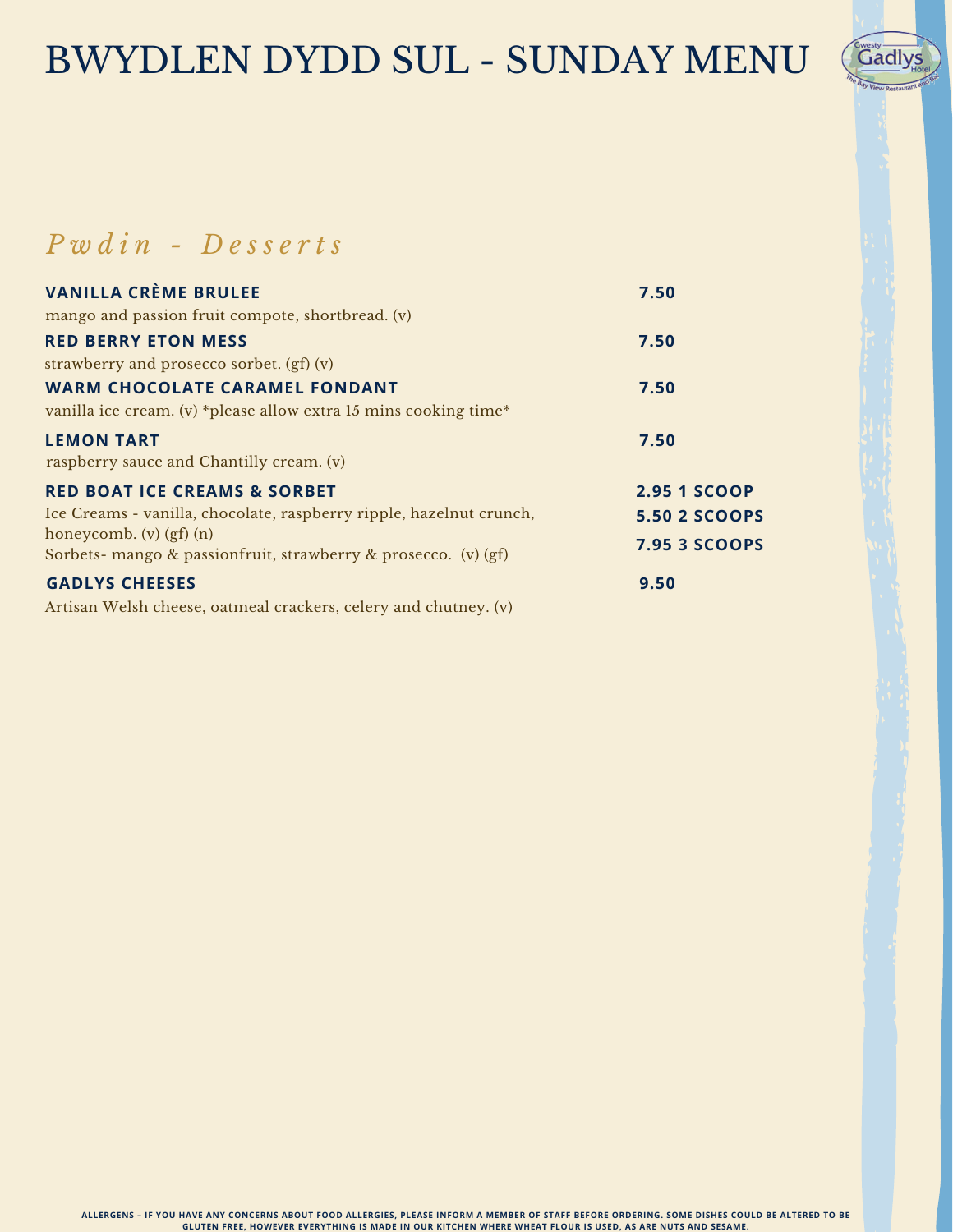# BWYDLEN DYDD SUL - SUNDAY MENU

## *Pwdin - Desserts*

**VANILLA CRÈME BRULEE** **7.50**
mango and passion fruit compote, shortbread. (v)

**RED BERRY ETON MESS** **7.50**
strawberry and prosecco sorbet. (gf) (v)

**WARM CHOCOLATE CARAMEL FONDANT** **7.50**
vanilla ice cream. (v) *please allow extra 15 mins cooking time*

**LEMON TART** **7.50**
raspberry sauce and Chantilly cream. (v)

**RED BOAT ICE CREAMS & SORBET** **2.95 1 SCOOP** **5.50 2 SCOOPS** **7.95 3 SCOOPS**
Ice Creams - vanilla, chocolate, raspberry ripple, hazelnut crunch, honeycomb. (v) (gf) (n)
Sorbets- mango & passionfruit, strawberry & prosecco. (v) (gf)

**GADLYS CHEESES** **9.50**
Artisan Welsh cheese, oatmeal crackers, celery and chutney. (v)

**ALLERGENS – IF YOU HAVE ANY CONCERNS ABOUT FOOD ALLERGIES, PLEASE INFORM A MEMBER OF STAFF BEFORE ORDERING. SOME DISHES COULD BE ALTERED TO BE GLUTEN FREE, HOWEVER EVERYTHING IS MADE IN OUR KITCHEN WHERE WHEAT FLOUR IS USED, AS ARE NUTS AND SESAME.**